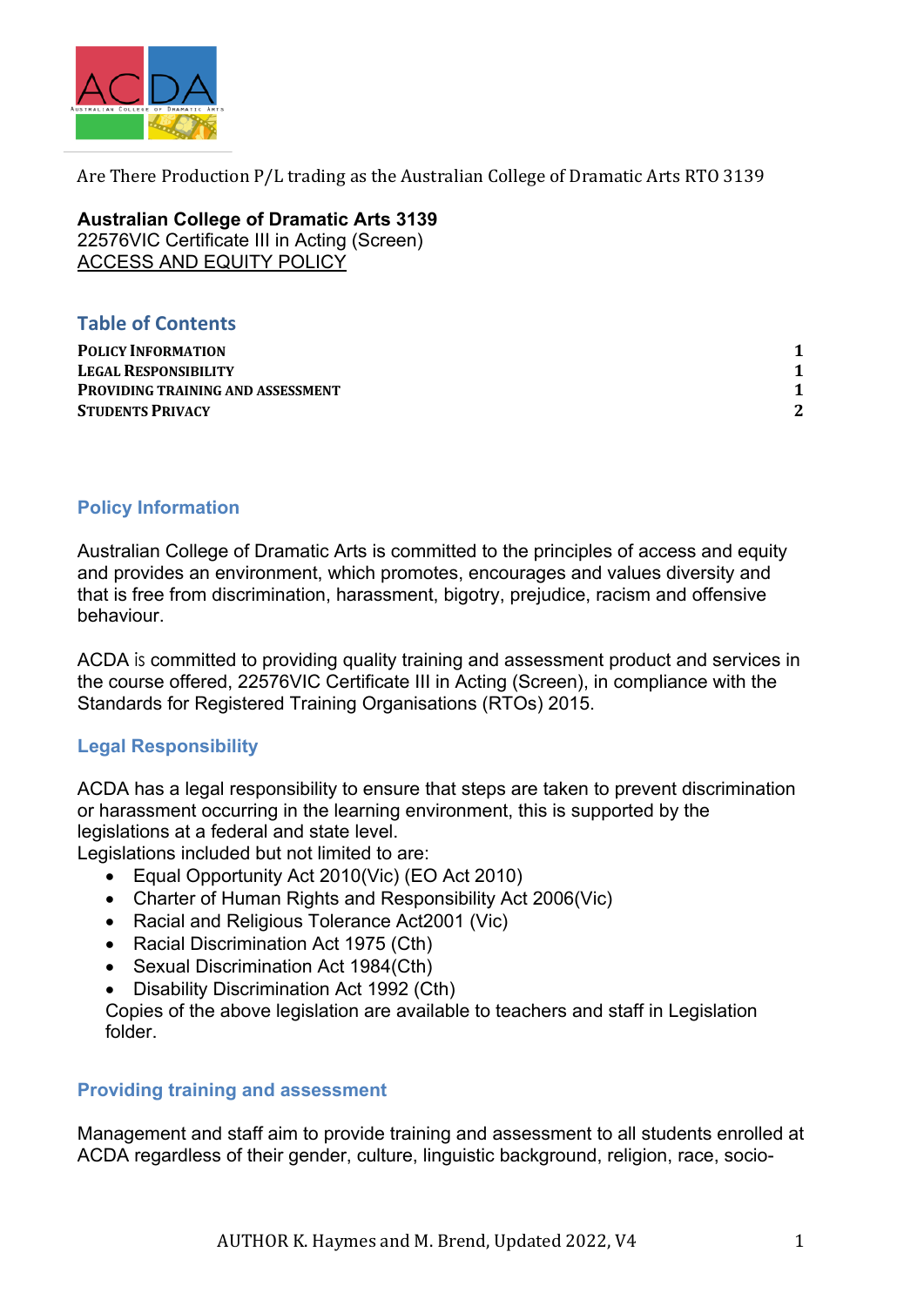Are There Production P/L trading as the Australian College of Dramatic Arts RTO 3139

**Australian College of Dramatic Arts 3139**
22576VIC Certificate III in Acting (Screen)
ACCESS AND EQUITY POLICY

## Table of Contents

| | |
|---|---|
| **POLICY INFORMATION** | **1** |
| **LEGAL RESPONSIBILITY** | **1** |
| **PROVIDING TRAINING AND ASSESSMENT** | **1** |
| **STUDENTS PRIVACY** | **2** |

## Policy Information

Australian College of Dramatic Arts is committed to the principles of access and equity and provides an environment, which promotes, encourages and values diversity and that is free from discrimination, harassment, bigotry, prejudice, racism and offensive behaviour.

ACDA is committed to providing quality training and assessment product and services in the course offered, 22576VIC Certificate III in Acting (Screen), in compliance with the Standards for Registered Training Organisations (RTOs) 2015.

## Legal Responsibility

ACDA has a legal responsibility to ensure that steps are taken to prevent discrimination or harassment occurring in the learning environment, this is supported by the legislations at a federal and state level.
Legislations included but not limited to are:

- Equal Opportunity Act 2010(Vic) (EO Act 2010)
- Charter of Human Rights and Responsibility Act 2006(Vic)
- Racial and Religious Tolerance Act2001 (Vic)
- Racial Discrimination Act 1975 (Cth)
- Sexual Discrimination Act 1984(Cth)
- Disability Discrimination Act 1992 (Cth)

Copies of the above legislation are available to teachers and staff in Legislation folder.

## Providing training and assessment

Management and staff aim to provide training and assessment to all students enrolled at ACDA regardless of their gender, culture, linguistic background, religion, race, socio-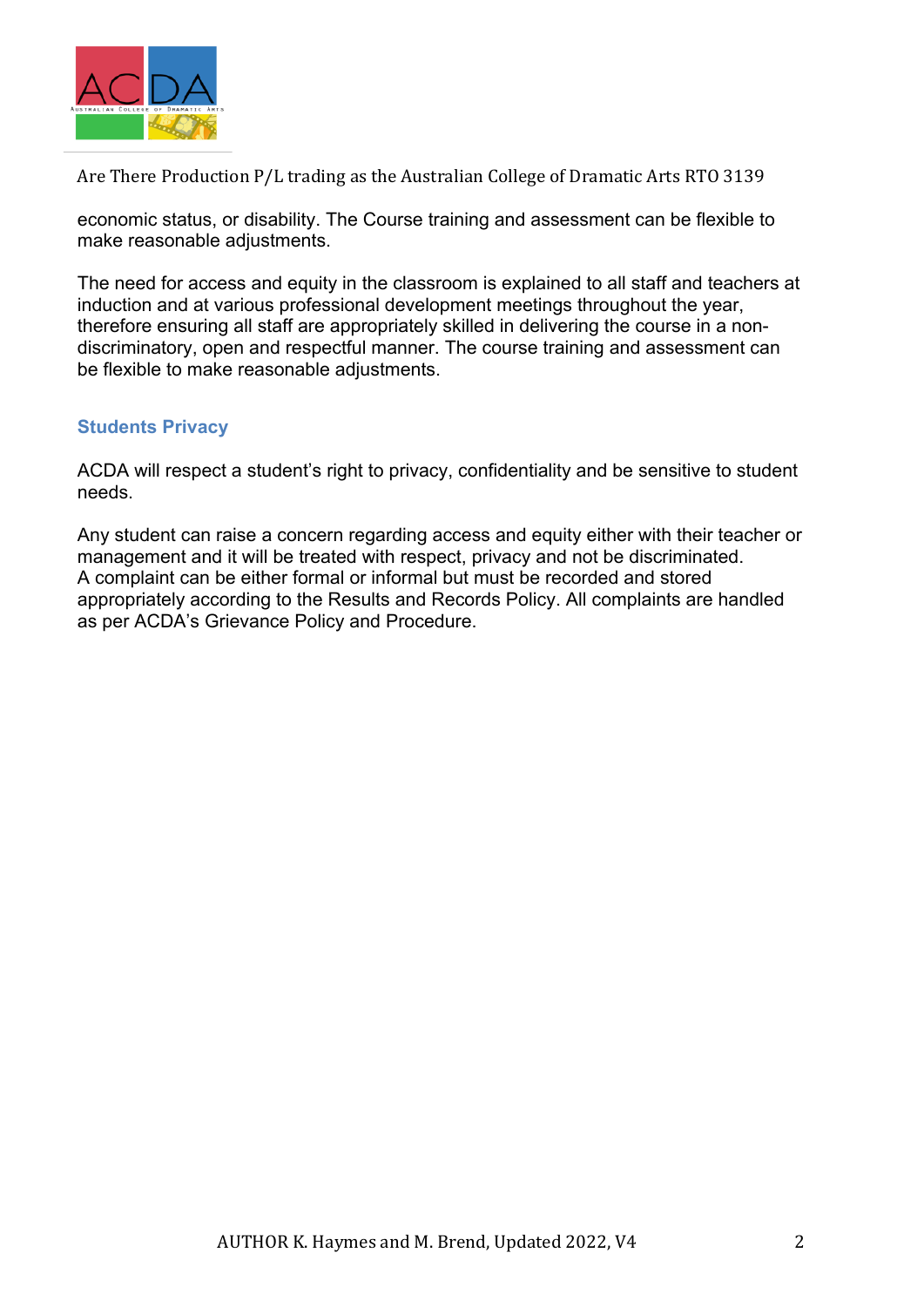economic status, or disability. The Course training and assessment can be flexible to make reasonable adjustments.

The need for access and equity in the classroom is explained to all staff and teachers at induction and at various professional development meetings throughout the year, therefore ensuring all staff are appropriately skilled in delivering the course in a non-discriminatory, open and respectful manner. The course training and assessment can be flexible to make reasonable adjustments.

## Students Privacy

ACDA will respect a student's right to privacy, confidentiality and be sensitive to student needs.

Any student can raise a concern regarding access and equity either with their teacher or management and it will be treated with respect, privacy and not be discriminated.
A complaint can be either formal or informal but must be recorded and stored appropriately according to the Results and Records Policy. All complaints are handled as per ACDA's Grievance Policy and Procedure.